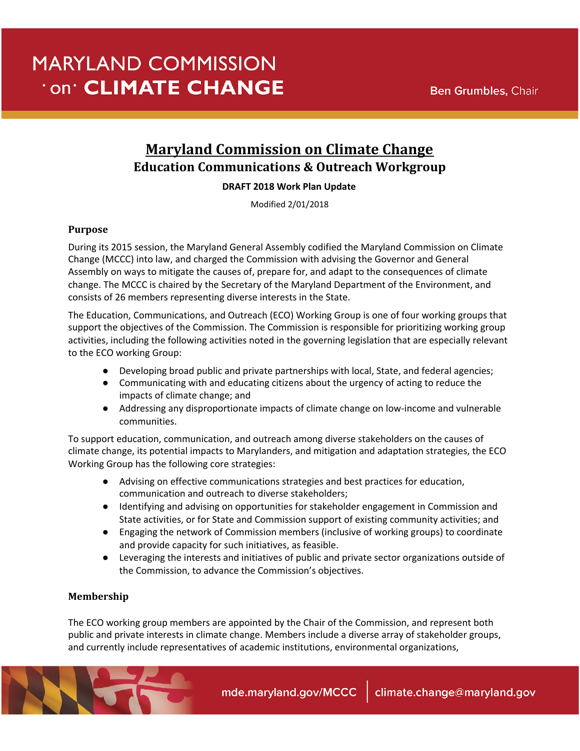# Maryland Commission on Climate Change
## Education Communications & Outreach Workgroup

**DRAFT 2018 Work Plan Update**

Modified 2/01/2018

### Purpose

During its 2015 session, the Maryland General Assembly codified the Maryland Commission on Climate Change (MCCC) into law, and charged the Commission with advising the Governor and General Assembly on ways to mitigate the causes of, prepare for, and adapt to the consequences of climate change. The MCCC is chaired by the Secretary of the Maryland Department of the Environment, and consists of 26 members representing diverse interests in the State.

The Education, Communications, and Outreach (ECO) Working Group is one of four working groups that support the objectives of the Commission. The Commission is responsible for prioritizing working group activities, including the following activities noted in the governing legislation that are especially relevant to the ECO working Group:

- Developing broad public and private partnerships with local, State, and federal agencies;
- Communicating with and educating citizens about the urgency of acting to reduce the impacts of climate change; and
- Addressing any disproportionate impacts of climate change on low-income and vulnerable communities.

To support education, communication, and outreach among diverse stakeholders on the causes of climate change, its potential impacts to Marylanders, and mitigation and adaptation strategies, the ECO Working Group has the following core strategies:

- Advising on effective communications strategies and best practices for education, communication and outreach to diverse stakeholders;
- Identifying and advising on opportunities for stakeholder engagement in Commission and State activities, or for State and Commission support of existing community activities; and
- Engaging the network of Commission members (inclusive of working groups) to coordinate and provide capacity for such initiatives, as feasible.
- Leveraging the interests and initiatives of public and private sector organizations outside of the Commission, to advance the Commission's objectives.

### Membership

The ECO working group members are appointed by the Chair of the Commission, and represent both public and private interests in climate change. Members include a diverse array of stakeholder groups, and currently include representatives of academic institutions, environmental organizations,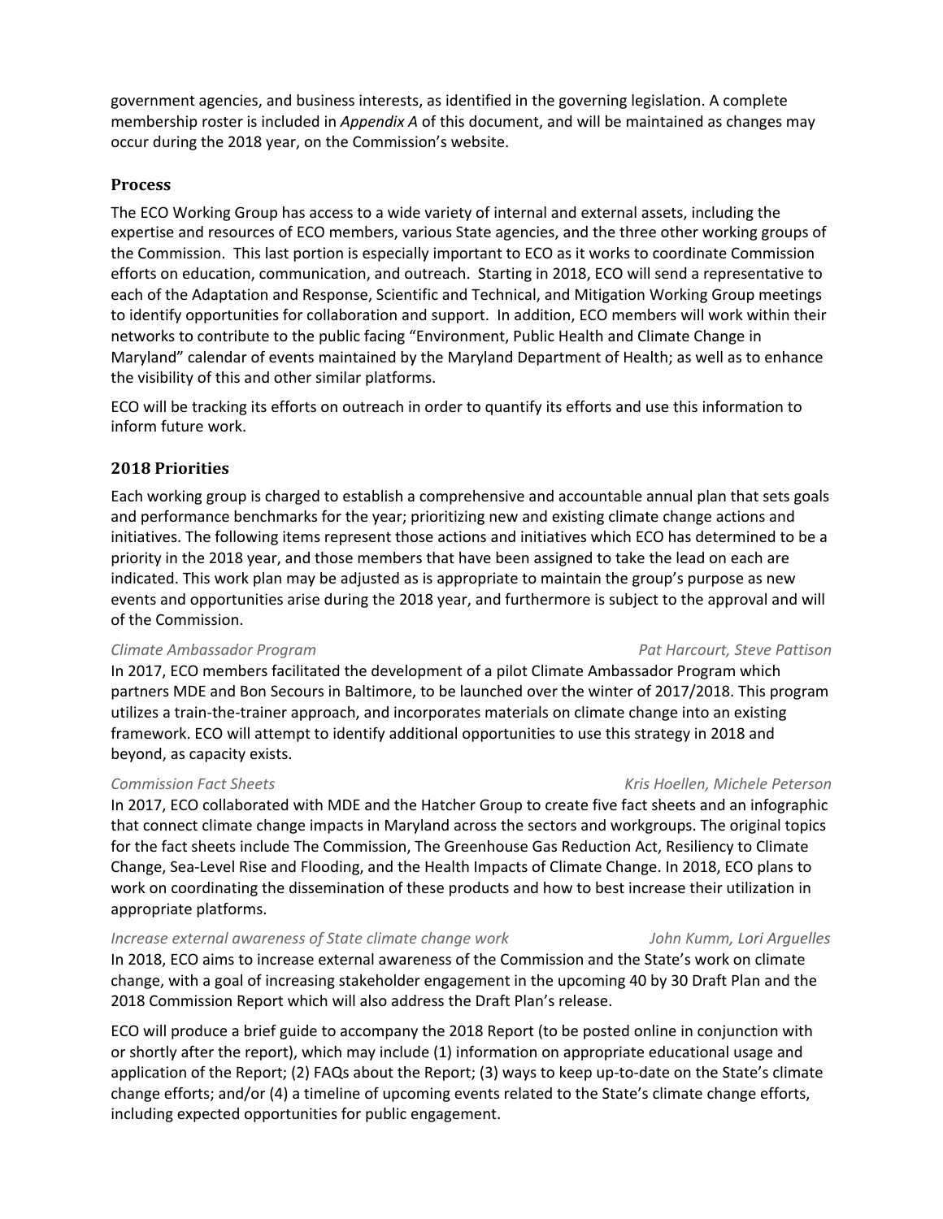government agencies, and business interests, as identified in the governing legislation. A complete membership roster is included in *Appendix A* of this document, and will be maintained as changes may occur during the 2018 year, on the Commission's website.

## Process

The ECO Working Group has access to a wide variety of internal and external assets, including the expertise and resources of ECO members, various State agencies, and the three other working groups of the Commission. This last portion is especially important to ECO as it works to coordinate Commission efforts on education, communication, and outreach. Starting in 2018, ECO will send a representative to each of the Adaptation and Response, Scientific and Technical, and Mitigation Working Group meetings to identify opportunities for collaboration and support. In addition, ECO members will work within their networks to contribute to the public facing "Environment, Public Health and Climate Change in Maryland" calendar of events maintained by the Maryland Department of Health; as well as to enhance the visibility of this and other similar platforms.

ECO will be tracking its efforts on outreach in order to quantify its efforts and use this information to inform future work.

## 2018 Priorities

Each working group is charged to establish a comprehensive and accountable annual plan that sets goals and performance benchmarks for the year; prioritizing new and existing climate change actions and initiatives. The following items represent those actions and initiatives which ECO has determined to be a priority in the 2018 year, and those members that have been assigned to take the lead on each are indicated. This work plan may be adjusted as is appropriate to maintain the group's purpose as new events and opportunities arise during the 2018 year, and furthermore is subject to the approval and will of the Commission.

*Climate Ambassador Program* — *Pat Harcourt, Steve Pattison*

In 2017, ECO members facilitated the development of a pilot Climate Ambassador Program which partners MDE and Bon Secours in Baltimore, to be launched over the winter of 2017/2018. This program utilizes a train-the-trainer approach, and incorporates materials on climate change into an existing framework. ECO will attempt to identify additional opportunities to use this strategy in 2018 and beyond, as capacity exists.

*Commission Fact Sheets* — *Kris Hoellen, Michele Peterson*

In 2017, ECO collaborated with MDE and the Hatcher Group to create five fact sheets and an infographic that connect climate change impacts in Maryland across the sectors and workgroups. The original topics for the fact sheets include The Commission, The Greenhouse Gas Reduction Act, Resiliency to Climate Change, Sea-Level Rise and Flooding, and the Health Impacts of Climate Change. In 2018, ECO plans to work on coordinating the dissemination of these products and how to best increase their utilization in appropriate platforms.

*Increase external awareness of State climate change work* — *John Kumm, Lori Arguelles*

In 2018, ECO aims to increase external awareness of the Commission and the State's work on climate change, with a goal of increasing stakeholder engagement in the upcoming 40 by 30 Draft Plan and the 2018 Commission Report which will also address the Draft Plan's release.

ECO will produce a brief guide to accompany the 2018 Report (to be posted online in conjunction with or shortly after the report), which may include (1) information on appropriate educational usage and application of the Report; (2) FAQs about the Report; (3) ways to keep up-to-date on the State's climate change efforts; and/or (4) a timeline of upcoming events related to the State's climate change efforts, including expected opportunities for public engagement.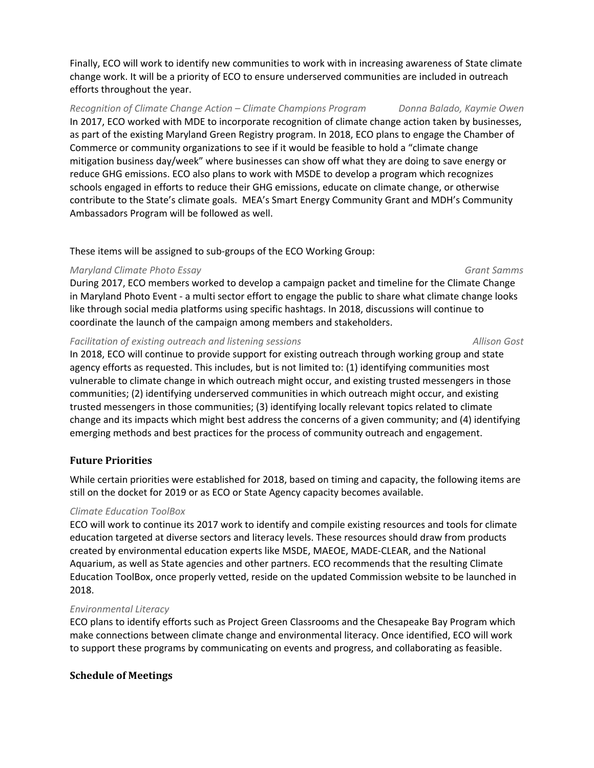Finally, ECO will work to identify new communities to work with in increasing awareness of State climate change work. It will be a priority of ECO to ensure underserved communities are included in outreach efforts throughout the year.

*Recognition of Climate Change Action – Climate Champions Program* *Donna Balado, Kaymie Owen*

In 2017, ECO worked with MDE to incorporate recognition of climate change action taken by businesses, as part of the existing Maryland Green Registry program. In 2018, ECO plans to engage the Chamber of Commerce or community organizations to see if it would be feasible to hold a "climate change mitigation business day/week" where businesses can show off what they are doing to save energy or reduce GHG emissions. ECO also plans to work with MSDE to develop a program which recognizes schools engaged in efforts to reduce their GHG emissions, educate on climate change, or otherwise contribute to the State's climate goals. MEA's Smart Energy Community Grant and MDH's Community Ambassadors Program will be followed as well.

These items will be assigned to sub-groups of the ECO Working Group:

*Maryland Climate Photo Essay* *Grant Samms*

During 2017, ECO members worked to develop a campaign packet and timeline for the Climate Change in Maryland Photo Event - a multi sector effort to engage the public to share what climate change looks like through social media platforms using specific hashtags. In 2018, discussions will continue to coordinate the launch of the campaign among members and stakeholders.

*Facilitation of existing outreach and listening sessions* *Allison Gost*

In 2018, ECO will continue to provide support for existing outreach through working group and state agency efforts as requested. This includes, but is not limited to: (1) identifying communities most vulnerable to climate change in which outreach might occur, and existing trusted messengers in those communities; (2) identifying underserved communities in which outreach might occur, and existing trusted messengers in those communities; (3) identifying locally relevant topics related to climate change and its impacts which might best address the concerns of a given community; and (4) identifying emerging methods and best practices for the process of community outreach and engagement.

## Future Priorities

While certain priorities were established for 2018, based on timing and capacity, the following items are still on the docket for 2019 or as ECO or State Agency capacity becomes available.

*Climate Education ToolBox*

ECO will work to continue its 2017 work to identify and compile existing resources and tools for climate education targeted at diverse sectors and literacy levels. These resources should draw from products created by environmental education experts like MSDE, MAEOE, MADE-CLEAR, and the National Aquarium, as well as State agencies and other partners. ECO recommends that the resulting Climate Education ToolBox, once properly vetted, reside on the updated Commission website to be launched in 2018.

*Environmental Literacy*

ECO plans to identify efforts such as Project Green Classrooms and the Chesapeake Bay Program which make connections between climate change and environmental literacy. Once identified, ECO will work to support these programs by communicating on events and progress, and collaborating as feasible.

## Schedule of Meetings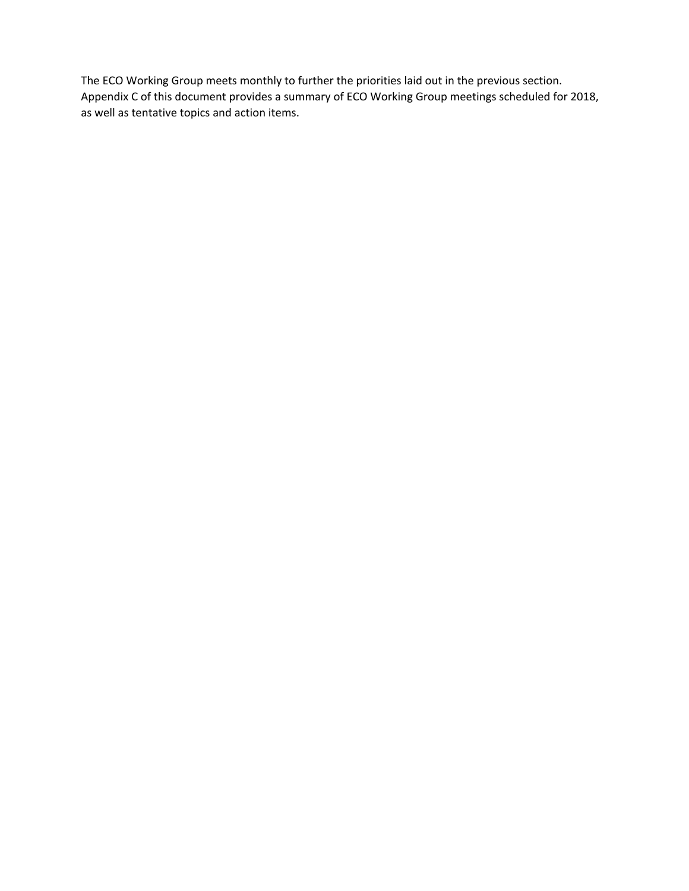The ECO Working Group meets monthly to further the priorities laid out in the previous section. Appendix C of this document provides a summary of ECO Working Group meetings scheduled for 2018, as well as tentative topics and action items.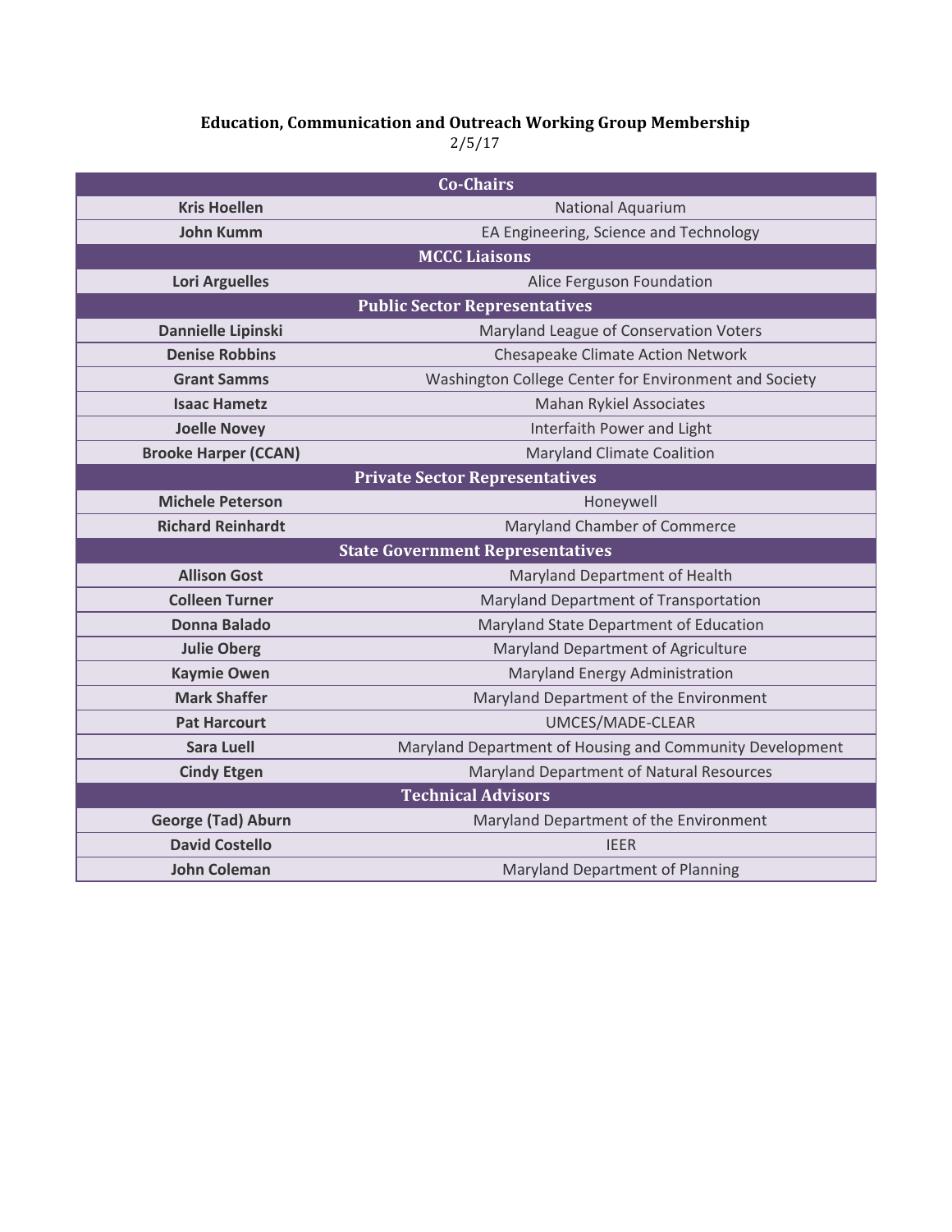**Education, Communication and Outreach Working Group Membership**

2/5/17

| | |
|---|---|
| **Co-Chairs** | |
| **Kris Hoellen** | National Aquarium |
| **John Kumm** | EA Engineering, Science and Technology |
| **MCCC Liaisons** | |
| **Lori Arguelles** | Alice Ferguson Foundation |
| **Public Sector Representatives** | |
| **Dannielle Lipinski** | Maryland League of Conservation Voters |
| **Denise Robbins** | Chesapeake Climate Action Network |
| **Grant Samms** | Washington College Center for Environment and Society |
| **Isaac Hametz** | Mahan Rykiel Associates |
| **Joelle Novey** | Interfaith Power and Light |
| **Brooke Harper (CCAN)** | Maryland Climate Coalition |
| **Private Sector Representatives** | |
| **Michele Peterson** | Honeywell |
| **Richard Reinhardt** | Maryland Chamber of Commerce |
| **State Government Representatives** | |
| **Allison Gost** | Maryland Department of Health |
| **Colleen Turner** | Maryland Department of Transportation |
| **Donna Balado** | Maryland State Department of Education |
| **Julie Oberg** | Maryland Department of Agriculture |
| **Kaymie Owen** | Maryland Energy Administration |
| **Mark Shaffer** | Maryland Department of the Environment |
| **Pat Harcourt** | UMCES/MADE-CLEAR |
| **Sara Luell** | Maryland Department of Housing and Community Development |
| **Cindy Etgen** | Maryland Department of Natural Resources |
| **Technical Advisors** | |
| **George (Tad) Aburn** | Maryland Department of the Environment |
| **David Costello** | IEER |
| **John Coleman** | Maryland Department of Planning |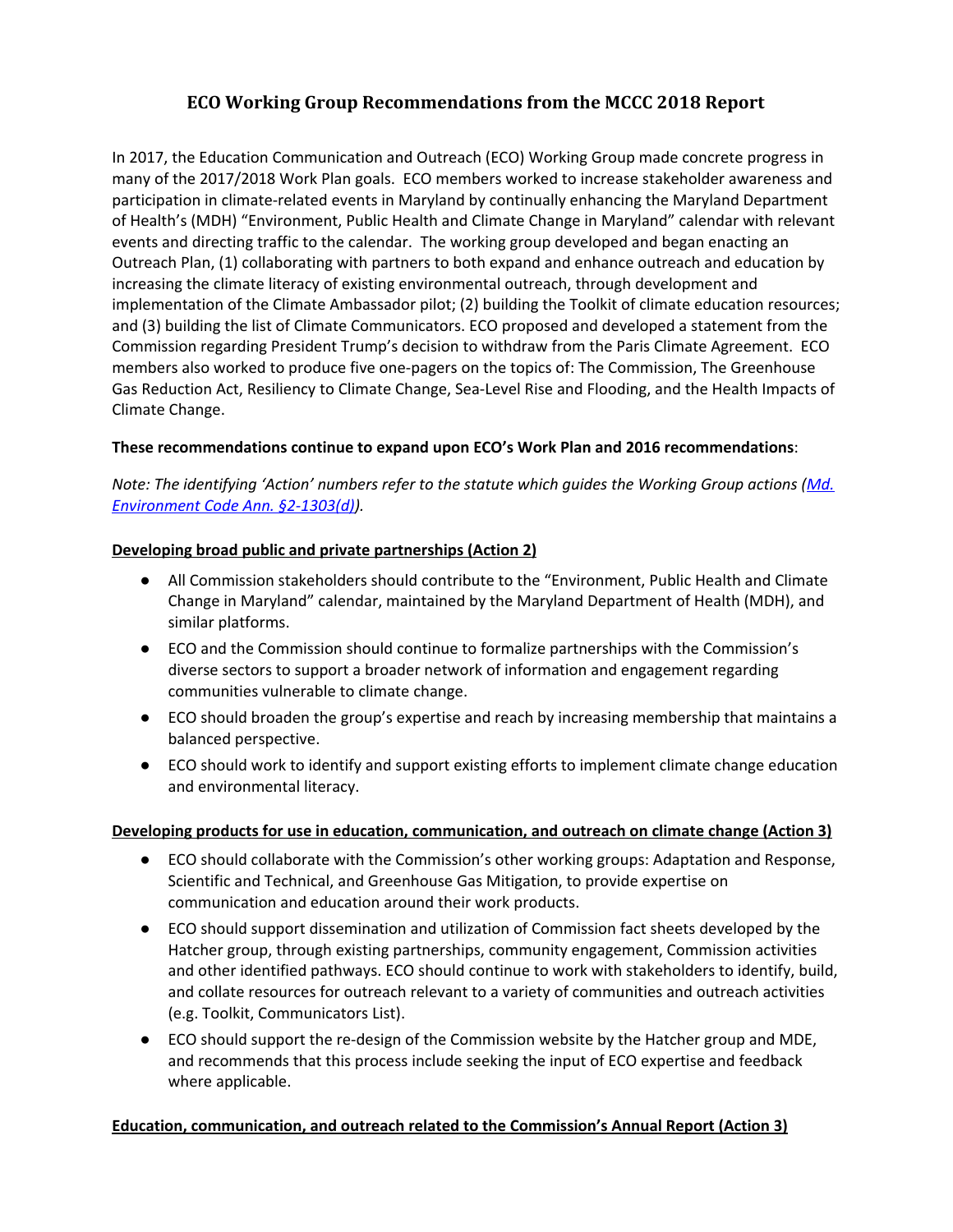# ECO Working Group Recommendations from the MCCC 2018 Report

In 2017, the Education Communication and Outreach (ECO) Working Group made concrete progress in many of the 2017/2018 Work Plan goals. ECO members worked to increase stakeholder awareness and participation in climate-related events in Maryland by continually enhancing the Maryland Department of Health's (MDH) "Environment, Public Health and Climate Change in Maryland" calendar with relevant events and directing traffic to the calendar. The working group developed and began enacting an Outreach Plan, (1) collaborating with partners to both expand and enhance outreach and education by increasing the climate literacy of existing environmental outreach, through development and implementation of the Climate Ambassador pilot; (2) building the Toolkit of climate education resources; and (3) building the list of Climate Communicators. ECO proposed and developed a statement from the Commission regarding President Trump's decision to withdraw from the Paris Climate Agreement. ECO members also worked to produce five one-pagers on the topics of: The Commission, The Greenhouse Gas Reduction Act, Resiliency to Climate Change, Sea-Level Rise and Flooding, and the Health Impacts of Climate Change.

**These recommendations continue to expand upon ECO's Work Plan and 2016 recommendations**:

*Note: The identifying 'Action' numbers refer to the statute which guides the Working Group actions (Md. Environment Code Ann. §2-1303(d)).*

**Developing broad public and private partnerships (Action 2)**

- All Commission stakeholders should contribute to the "Environment, Public Health and Climate Change in Maryland" calendar, maintained by the Maryland Department of Health (MDH), and similar platforms.
- ECO and the Commission should continue to formalize partnerships with the Commission's diverse sectors to support a broader network of information and engagement regarding communities vulnerable to climate change.
- ECO should broaden the group's expertise and reach by increasing membership that maintains a balanced perspective.
- ECO should work to identify and support existing efforts to implement climate change education and environmental literacy.

**Developing products for use in education, communication, and outreach on climate change (Action 3)**

- ECO should collaborate with the Commission's other working groups: Adaptation and Response, Scientific and Technical, and Greenhouse Gas Mitigation, to provide expertise on communication and education around their work products.
- ECO should support dissemination and utilization of Commission fact sheets developed by the Hatcher group, through existing partnerships, community engagement, Commission activities and other identified pathways. ECO should continue to work with stakeholders to identify, build, and collate resources for outreach relevant to a variety of communities and outreach activities (e.g. Toolkit, Communicators List).
- ECO should support the re-design of the Commission website by the Hatcher group and MDE, and recommends that this process include seeking the input of ECO expertise and feedback where applicable.

**Education, communication, and outreach related to the Commission's Annual Report (Action 3)**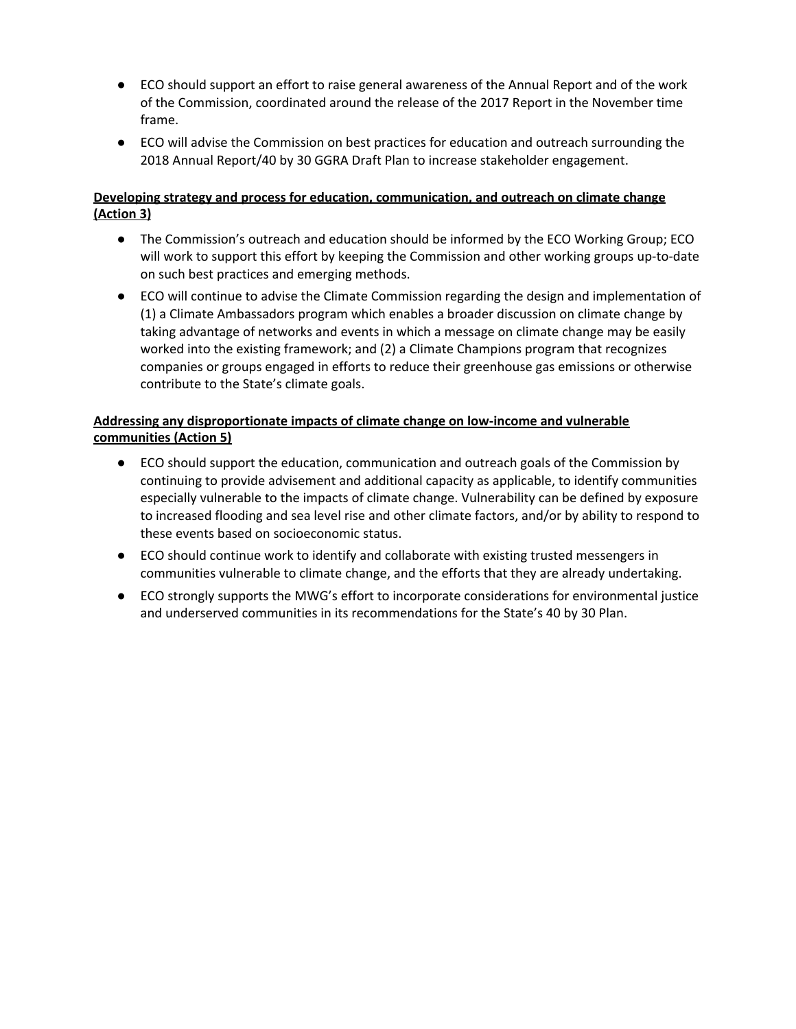- ECO should support an effort to raise general awareness of the Annual Report and of the work of the Commission, coordinated around the release of the 2017 Report in the November time frame.
- ECO will advise the Commission on best practices for education and outreach surrounding the 2018 Annual Report/40 by 30 GGRA Draft Plan to increase stakeholder engagement.

**Developing strategy and process for education, communication, and outreach on climate change (Action 3)**

- The Commission's outreach and education should be informed by the ECO Working Group; ECO will work to support this effort by keeping the Commission and other working groups up-to-date on such best practices and emerging methods.
- ECO will continue to advise the Climate Commission regarding the design and implementation of (1) a Climate Ambassadors program which enables a broader discussion on climate change by taking advantage of networks and events in which a message on climate change may be easily worked into the existing framework; and (2) a Climate Champions program that recognizes companies or groups engaged in efforts to reduce their greenhouse gas emissions or otherwise contribute to the State's climate goals.

**Addressing any disproportionate impacts of climate change on low-income and vulnerable communities (Action 5)**

- ECO should support the education, communication and outreach goals of the Commission by continuing to provide advisement and additional capacity as applicable, to identify communities especially vulnerable to the impacts of climate change. Vulnerability can be defined by exposure to increased flooding and sea level rise and other climate factors, and/or by ability to respond to these events based on socioeconomic status.
- ECO should continue work to identify and collaborate with existing trusted messengers in communities vulnerable to climate change, and the efforts that they are already undertaking.
- ECO strongly supports the MWG's effort to incorporate considerations for environmental justice and underserved communities in its recommendations for the State's 40 by 30 Plan.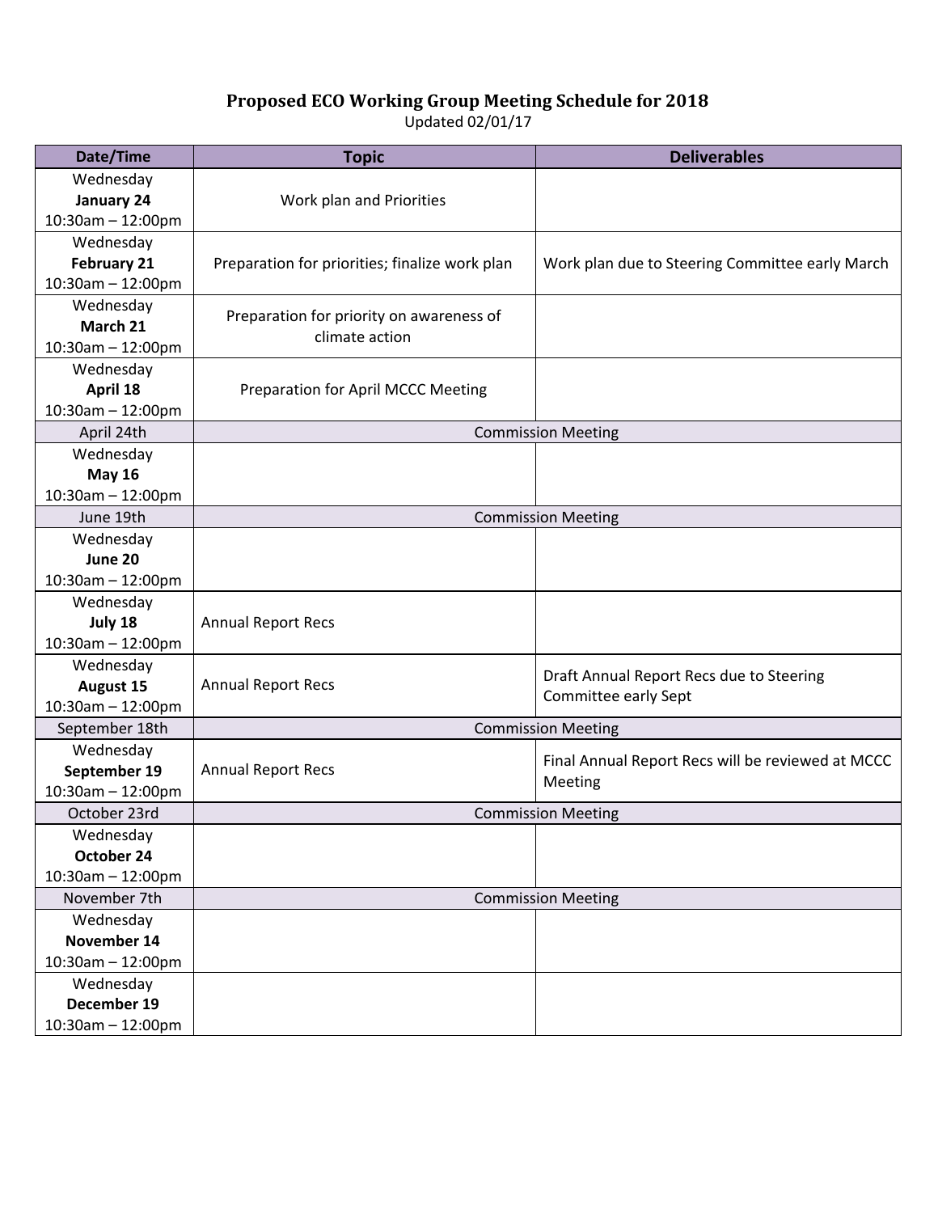# Proposed ECO Working Group Meeting Schedule for 2018

Updated 02/01/17

| Date/Time | Topic | Deliverables |
|---|---|---|
| Wednesday **January 24** 10:30am – 12:00pm | Work plan and Priorities | |
| Wednesday **February 21** 10:30am – 12:00pm | Preparation for priorities; finalize work plan | Work plan due to Steering Committee early March |
| Wednesday **March 21** 10:30am – 12:00pm | Preparation for priority on awareness of climate action | |
| Wednesday **April 18** 10:30am – 12:00pm | Preparation for April MCCC Meeting | |
| April 24th | Commission Meeting | |
| Wednesday **May 16** 10:30am – 12:00pm | | |
| June 19th | Commission Meeting | |
| Wednesday **June 20** 10:30am – 12:00pm | | |
| Wednesday **July 18** 10:30am – 12:00pm | Annual Report Recs | |
| Wednesday **August 15** 10:30am – 12:00pm | Annual Report Recs | Draft Annual Report Recs due to Steering Committee early Sept |
| September 18th | Commission Meeting | |
| Wednesday **September 19** 10:30am – 12:00pm | Annual Report Recs | Final Annual Report Recs will be reviewed at MCCC Meeting |
| October 23rd | Commission Meeting | |
| Wednesday **October 24** 10:30am – 12:00pm | | |
| November 7th | Commission Meeting | |
| Wednesday **November 14** 10:30am – 12:00pm | | |
| Wednesday **December 19** 10:30am – 12:00pm | | |